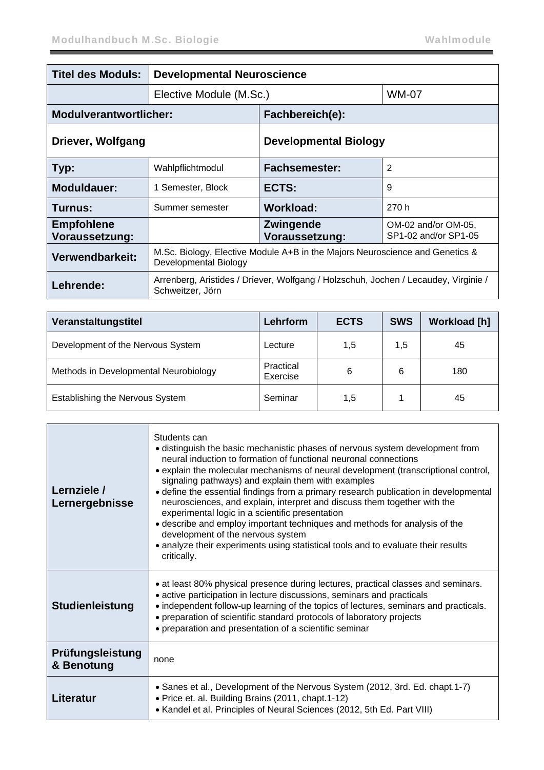| Titel des Moduls: | Developmental Neuroscience | | |
|---|---|---|---|
| | Elective Module (M.Sc.) | | WM-07 |
| **Modulverantwortlicher:** | | **Fachbereich(e):** | |
| **Driever, Wolfgang** | | **Developmental Biology** | |
| **Typ:** | Wahlpflichtmodul | **Fachsemester:** | 2 |
| **Moduldauer:** | 1 Semester, Block | **ECTS:** | 9 |
| **Turnus:** | Summer semester | **Workload:** | 270 h |
| **Empfohlene Voraussetzung:** | | **Zwingende Voraussetzung:** | OM-02 and/or OM-05, SP1-02 and/or SP1-05 |
| **Verwendbarkeit:** | M.Sc. Biology, Elective Module A+B in the Majors Neuroscience and Genetics & Developmental Biology | | |
| **Lehrende:** | Arrenberg, Aristides / Driever, Wolfgang / Holzschuh, Jochen / Lecaudey, Virginie / Schweitzer, Jörn | | |

| Veranstaltungstitel | Lehrform | ECTS | SWS | Workload [h] |
|---|---|---|---|---|
| Development of the Nervous System | Lecture | 1,5 | 1,5 | 45 |
| Methods in Developmental Neurobiology | Practical Exercise | 6 | 6 | 180 |
| Establishing the Nervous System | Seminar | 1,5 | 1 | 45 |

| | |
|---|---|
| **Lernziele / Lernergebnisse** | Students can<br>• distinguish the basic mechanistic phases of nervous system development from neural induction to formation of functional neuronal connections<br>• explain the molecular mechanisms of neural development (transcriptional control, signaling pathways) and explain them with examples<br>• define the essential findings from a primary research publication in developmental neurosciences, and explain, interpret and discuss them together with the experimental logic in a scientific presentation<br>• describe and employ important techniques and methods for analysis of the development of the nervous system<br>• analyze their experiments using statistical tools and to evaluate their results critically. |
| **Studienleistung** | • at least 80% physical presence during lectures, practical classes and seminars.<br>• active participation in lecture discussions, seminars and practicals<br>• independent follow-up learning of the topics of lectures, seminars and practicals.<br>• preparation of scientific standard protocols of laboratory projects<br>• preparation and presentation of a scientific seminar |
| **Prüfungsleistung & Benotung** | none |
| **Literatur** | • Sanes et al., Development of the Nervous System (2012, 3rd. Ed. chapt.1-7)<br>• Price et. al. Building Brains (2011, chapt.1-12)<br>• Kandel et al. Principles of Neural Sciences (2012, 5th Ed. Part VIII) |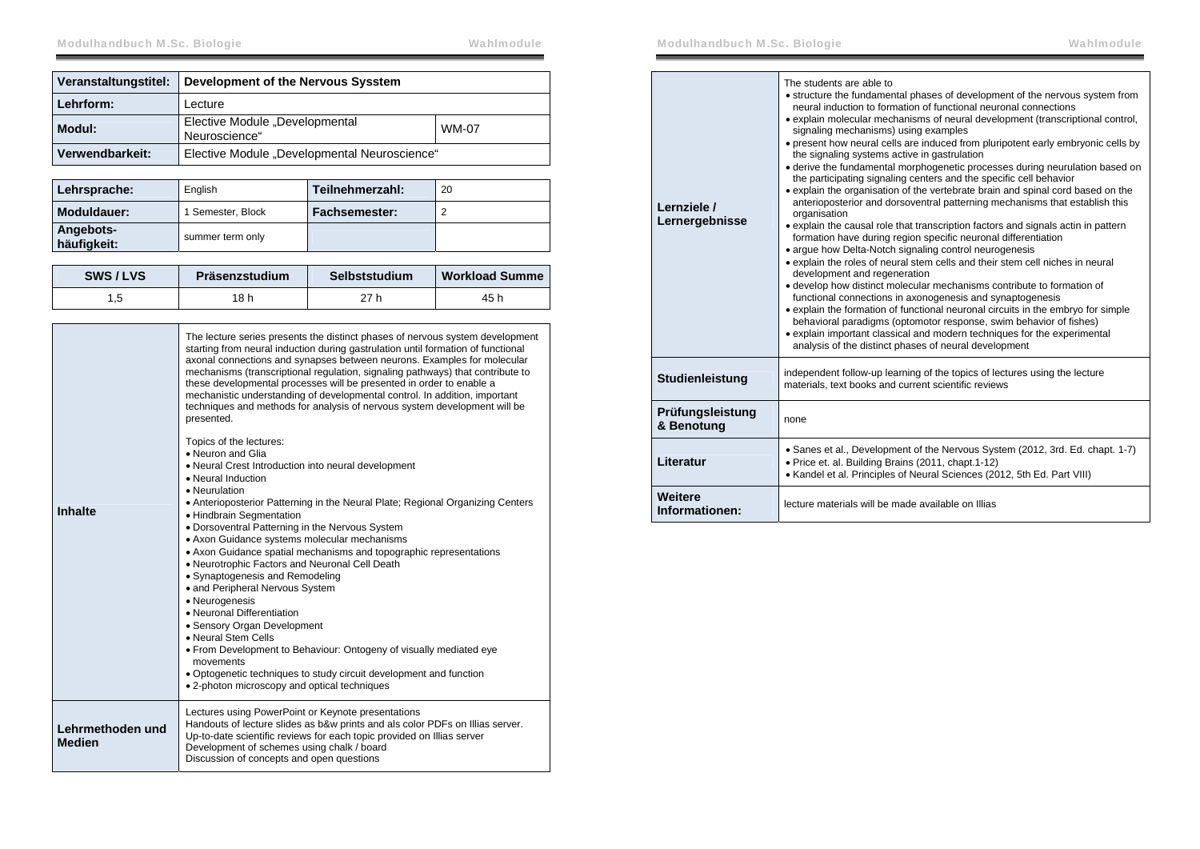| Veranstaltungstitel: | Development of the Nervous Sysstem | |
|---|---|---|
| Lehrform: | Lecture | |
| Modul: | Elective Module „Developmental Neuroscience“ | WM-07 |
| Verwendbarkeit: | Elective Module „Developmental Neuroscience“ | |

| Lehrsprache: | English | Teilnehmerzahl: | 20 |
|---|---|---|---|
| Moduldauer: | 1 Semester, Block | Fachsemester: | 2 |
| Angebots-häufigkeit: | summer term only | | |

| SWS / LVS | Präsenzstudium | Selbststudium | Workload Summe |
|---|---|---|---|
| 1,5 | 18 h | 27 h | 45 h |

| | |
|---|---|
| **Inhalte** | The lecture series presents the distinct phases of nervous system development starting from neural induction during gastrulation until formation of functional axonal connections and synapses between neurons. Examples for molecular mechanisms (transcriptional regulation, signaling pathways) that contribute to these developmental processes will be presented in order to enable a mechanistic understanding of developmental control. In addition, important techniques and methods for analysis of nervous system development will be presented.<br><br>Topics of the lectures:<br>• Neuron and Glia<br>• Neural Crest Introduction into neural development<br>• Neural Induction<br>• Neurulation<br>• Anterioposterior Patterning in the Neural Plate; Regional Organizing Centers<br>• Hindbrain Segmentation<br>• Dorsoventral Patterning in the Nervous System<br>• Axon Guidance systems molecular mechanisms<br>• Axon Guidance spatial mechanisms and topographic representations<br>• Neurotrophic Factors and Neuronal Cell Death<br>• Synaptogenesis and Remodeling<br>• and Peripheral Nervous System<br>• Neurogenesis<br>• Neuronal Differentiation<br>• Sensory Organ Development<br>• Neural Stem Cells<br>• From Development to Behaviour: Ontogeny of visually mediated eye movements<br>• Optogenetic techniques to study circuit development and function<br>• 2-photon microscopy and optical techniques |
| **Lehrmethoden und Medien** | Lectures using PowerPoint or Keynote presentations<br>Handouts of lecture slides as b&w prints and als color PDFs on Illias server.<br>Up-to-date scientific reviews for each topic provided on Illias server<br>Development of schemes using chalk / board<br>Discussion of concepts and open questions |
| **Lernziele / Lernergebnisse** | The students are able to<br>• structure the fundamental phases of development of the nervous system from neural induction to formation of functional neuronal connections<br>• explain molecular mechanisms of neural development (transcriptional control, signaling mechanisms) using examples<br>• present how neural cells are induced from pluripotent early embryonic cells by the signaling systems active in gastrulation<br>• derive the fundamental morphogenetic processes during neurulation based on the participating signaling centers and the specific cell behavior<br>• explain the organisation of the vertebrate brain and spinal cord based on the anterioposterior and dorsoventral patterning mechanisms that establish this organisation<br>• explain the causal role that transcription factors and signals actin in pattern formation have during region specific neuronal differentiation<br>• argue how Delta-Notch signaling control neurogenesis<br>• explain the roles of neural stem cells and their stem cell niches in neural development and regeneration<br>• develop how distinct molecular mechanisms contribute to formation of functional connections in axonogenesis and synaptogenesis<br>• explain the formation of functional neuronal circuits in the embryo for simple behavioral paradigms (optomotor response, swim behavior of fishes)<br>• explain important classical and modern techniques for the experimental analysis of the distinct phases of neural development |
| **Studienleistung** | independent follow-up learning of the topics of lectures using the lecture materials, text books and current scientific reviews |
| **Prüfungsleistung & Benotung** | none |
| **Literatur** | • Sanes et al., Development of the Nervous System (2012, 3rd. Ed. chapt. 1-7)<br>• Price et. al. Building Brains (2011, chapt.1-12)<br>• Kandel et al. Principles of Neural Sciences (2012, 5th Ed. Part VIII) |
| **Weitere Informationen:** | lecture materials will be made available on Illias |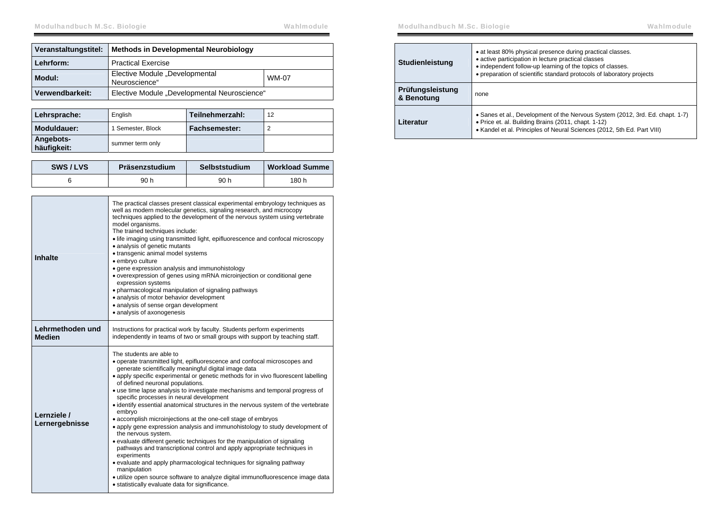| Veranstaltungstitel: | Methods in Developmental Neurobiology | |
|---|---|---|
| Lehrform: | Practical Exercise | |
| Modul: | Elective Module „Developmental Neuroscience“ | WM-07 |
| Verwendbarkeit: | Elective Module „Developmental Neuroscience“ | |

| Lehrsprache: | English | Teilnehmerzahl: | 12 |
|---|---|---|---|
| Moduldauer: | 1 Semester, Block | Fachsemester: | 2 |
| Angebots-häufigkeit: | summer term only | | |

| SWS / LVS | Präsenzstudium | Selbststudium | Workload Summe |
|---|---|---|---|
| 6 | 90 h | 90 h | 180 h |

| | |
|---|---|
| **Inhalte** | The practical classes present classical experimental embryology techniques as well as modern molecular genetics, signaling research, and microcopy techniques applied to the development of the nervous system using vertebrate model organisms.<br>The trained techniques include:<br>• life imaging using transmitted light, epifluorescence and confocal microscopy<br>• analysis of genetic mutants<br>• transgenic animal model systems<br>• embryo culture<br>• gene expression analysis and immunohistology<br>• overexpression of genes using mRNA microinjection or conditional gene expression systems<br>• pharmacological manipulation of signaling pathways<br>• analysis of motor behavior development<br>• analysis of sense organ development<br>• analysis of axonogenesis |
| **Lehrmethoden und Medien** | Instructions for practical work by faculty. Students perform experiments independently in teams of two or small groups with support by teaching staff. |
| **Lernziele / Lernergebnisse** | The students are able to<br>• operate transmitted light, epifluorescence and confocal microscopes and generate scientifically meaningful digital image data<br>• apply specific experimental or genetic methods for in vivo fluorescent labelling of defined neuronal populations.<br>• use time lapse analysis to investigate mechanisms and temporal progress of specific processes in neural development<br>• identify essential anatomical structures in the nervous system of the vertebrate embryo<br>• accomplish microinjections at the one-cell stage of embryos<br>• apply gene expression analysis and immunohistology to study development of the nervous system.<br>• evaluate different genetic techniques for the manipulation of signaling pathways and transcriptional control and apply appropriate techniques in experiments<br>• evaluate and apply pharmacological techniques for signaling pathway manipulation<br>• utilize open source software to analyze digital immunofluorescence image data<br>• statistically evaluate data for significance. |
| **Studienleistung** | • at least 80% physical presence during practical classes.<br>• active participation in lecture practical classes<br>• independent follow-up learning of the topics of classes.<br>• preparation of scientific standard protocols of laboratory projects |
| **Prüfungsleistung & Benotung** | none |
| **Literatur** | • Sanes et al., Development of the Nervous System (2012, 3rd. Ed. chapt. 1-7)<br>• Price et. al. Building Brains (2011, chapt. 1-12)<br>• Kandel et al. Principles of Neural Sciences (2012, 5th Ed. Part VIII) |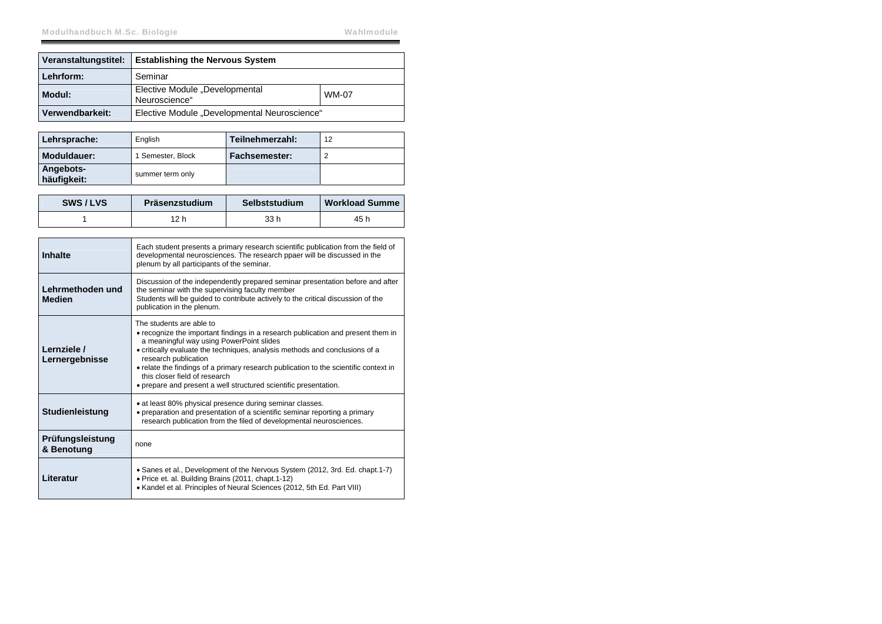| | | |
|---|---|---|
| **Veranstaltungstitel:** | **Establishing the Nervous System** | |
| **Lehrform:** | Seminar | |
| **Modul:** | Elective Module „Developmental Neuroscience“ | WM-07 |
| **Verwendbarkeit:** | Elective Module „Developmental Neuroscience“ | |

| | | | |
|---|---|---|---|
| **Lehrsprache:** | English | **Teilnehmerzahl:** | 12 |
| **Moduldauer:** | 1 Semester, Block | **Fachsemester:** | 2 |
| **Angebots-häufigkeit:** | summer term only | | |

| SWS / LVS | Präsenzstudium | Selbststudium | Workload Summe |
|---|---|---|---|
| 1 | 12 h | 33 h | 45 h |

| | |
|---|---|
| **Inhalte** | Each student presents a primary research scientific publication from the field of developmental neurosciences. The research ppaer will be discussed in the plenum by all participants of the seminar. |
| **Lehrmethoden und Medien** | Discussion of the independently prepared seminar presentation before and after the seminar with the supervising faculty member<br>Students will be guided to contribute actively to the critical discussion of the publication in the plenum. |
| **Lernziele / Lernergebnisse** | The students are able to<br>• recognize the important findings in a research publication and present them in a meaningful way using PowerPoint slides<br>• critically evaluate the techniques, analysis methods and conclusions of a research publication<br>• relate the findings of a primary research publication to the scientific context in this closer field of research<br>• prepare and present a well structured scientific presentation. |
| **Studienleistung** | • at least 80% physical presence during seminar classes.<br>• preparation and presentation of a scientific seminar reporting a primary research publication from the filed of developmental neurosciences. |
| **Prüfungsleistung & Benotung** | none |
| **Literatur** | • Sanes et al., Development of the Nervous System (2012, 3rd. Ed. chapt.1-7)<br>• Price et. al. Building Brains (2011, chapt.1-12)<br>• Kandel et al. Principles of Neural Sciences (2012, 5th Ed. Part VIII) |